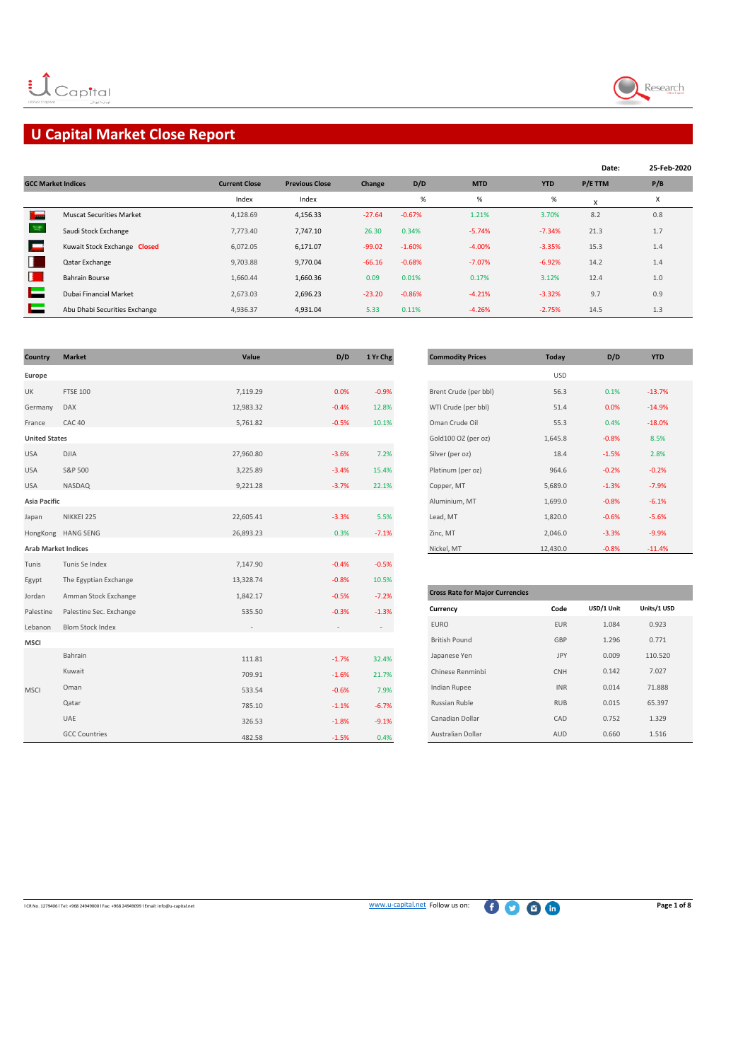# U Capital Market Close Report

**Date:** 25-Feb-2020

| GCC Market Indices | Current Close | Previous Close | Change | D/D | MTD | YTD | P/E TTM | P/B |
|---|---|---|---|---|---|---|---|---|
| | Index | Index | | % | % | % | X | X |
| Muscat Securities Market | 4,128.69 | 4,156.33 | -27.64 | -0.67% | 1.21% | 3.70% | 8.2 | 0.8 |
| Saudi Stock Exchange | 7,773.40 | 7,747.10 | 26.30 | 0.34% | -5.74% | -7.34% | 21.3 | 1.7 |
| Kuwait Stock Exchange **Closed** | 6,072.05 | 6,171.07 | -99.02 | -1.60% | -4.00% | -3.35% | 15.3 | 1.4 |
| Qatar Exchange | 9,703.88 | 9,770.04 | -66.16 | -0.68% | -7.07% | -6.92% | 14.2 | 1.4 |
| Bahrain Bourse | 1,660.44 | 1,660.36 | 0.09 | 0.01% | 0.17% | 3.12% | 12.4 | 1.0 |
| Dubai Financial Market | 2,673.03 | 2,696.23 | -23.20 | -0.86% | -4.21% | -3.32% | 9.7 | 0.9 |
| Abu Dhabi Securities Exchange | 4,936.37 | 4,931.04 | 5.33 | 0.11% | -4.26% | -2.75% | 14.5 | 1.3 |

| Country | Market | Value | D/D | 1 Yr Chg |
|---|---|---|---|---|
| **Europe** | | | | |
| UK | FTSE 100 | 7,119.29 | 0.0% | -0.9% |
| Germany | DAX | 12,983.32 | -0.4% | 12.8% |
| France | CAC 40 | 5,761.82 | -0.5% | 10.1% |
| **United States** | | | | |
| USA | DJIA | 27,960.80 | -3.6% | 7.2% |
| USA | S&P 500 | 3,225.89 | -3.4% | 15.4% |
| USA | NASDAQ | 9,221.28 | -3.7% | 22.1% |
| **Asia Pacific** | | | | |
| Japan | NIKKEI 225 | 22,605.41 | -3.3% | 5.5% |
| HongKong | HANG SENG | 26,893.23 | 0.3% | -7.1% |
| **Arab Market Indices** | | | | |
| Tunis | Tunis Se Index | 7,147.90 | -0.4% | -0.5% |
| Egypt | The Egyptian Exchange | 13,328.74 | -0.8% | 10.5% |
| Jordan | Amman Stock Exchange | 1,842.17 | -0.5% | -7.2% |
| Palestine | Palestine Sec. Exchange | 535.50 | -0.3% | -1.3% |
| Lebanon | Blom Stock Index | - | - | - |
| **MSCI** | | | | |
| MSCI | Bahrain | 111.81 | -1.7% | 32.4% |
| MSCI | Kuwait | 709.91 | -1.6% | 21.7% |
| MSCI | Oman | 533.54 | -0.6% | 7.9% |
| MSCI | Qatar | 785.10 | -1.1% | -6.7% |
| MSCI | UAE | 326.53 | -1.8% | -9.1% |
| MSCI | GCC Countries | 482.58 | -1.5% | 0.4% |

| Commodity Prices | Today | D/D | YTD |
|---|---|---|---|
| | USD | | |
| Brent Crude (per bbl) | 56.3 | 0.1% | -13.7% |
| WTI Crude (per bbl) | 51.4 | 0.0% | -14.9% |
| Oman Crude Oil | 55.3 | 0.4% | -18.0% |
| Gold100 OZ (per oz) | 1,645.8 | -0.8% | 8.5% |
| Silver (per oz) | 18.4 | -1.5% | 2.8% |
| Platinum (per oz) | 964.6 | -0.2% | -0.2% |
| Copper, MT | 5,689.0 | -1.3% | -7.9% |
| Aluminium, MT | 1,699.0 | -0.8% | -6.1% |
| Lead, MT | 1,820.0 | -0.6% | -5.6% |
| Zinc, MT | 2,046.0 | -3.3% | -9.9% |
| Nickel, MT | 12,430.0 | -0.8% | -11.4% |

**Cross Rate for Major Currencies**

| Currency | Code | USD/1 Unit | Units/1 USD |
|---|---|---|---|
| EURO | EUR | 1.084 | 0.923 |
| British Pound | GBP | 1.296 | 0.771 |
| Japanese Yen | JPY | 0.009 | 110.520 |
| Chinese Renminbi | CNH | 0.142 | 7.027 |
| Indian Rupee | INR | 0.014 | 71.888 |
| Russian Ruble | RUB | 0.015 | 65.397 |
| Canadian Dollar | CAD | 0.752 | 1.329 |
| Australian Dollar | AUD | 0.660 | 1.516 |

I CR No. 1279406 I Tel: +968 24949000 I Fax: +968 24949099 I Email: info@u-capital.net

www.u-capital.net Follow us on: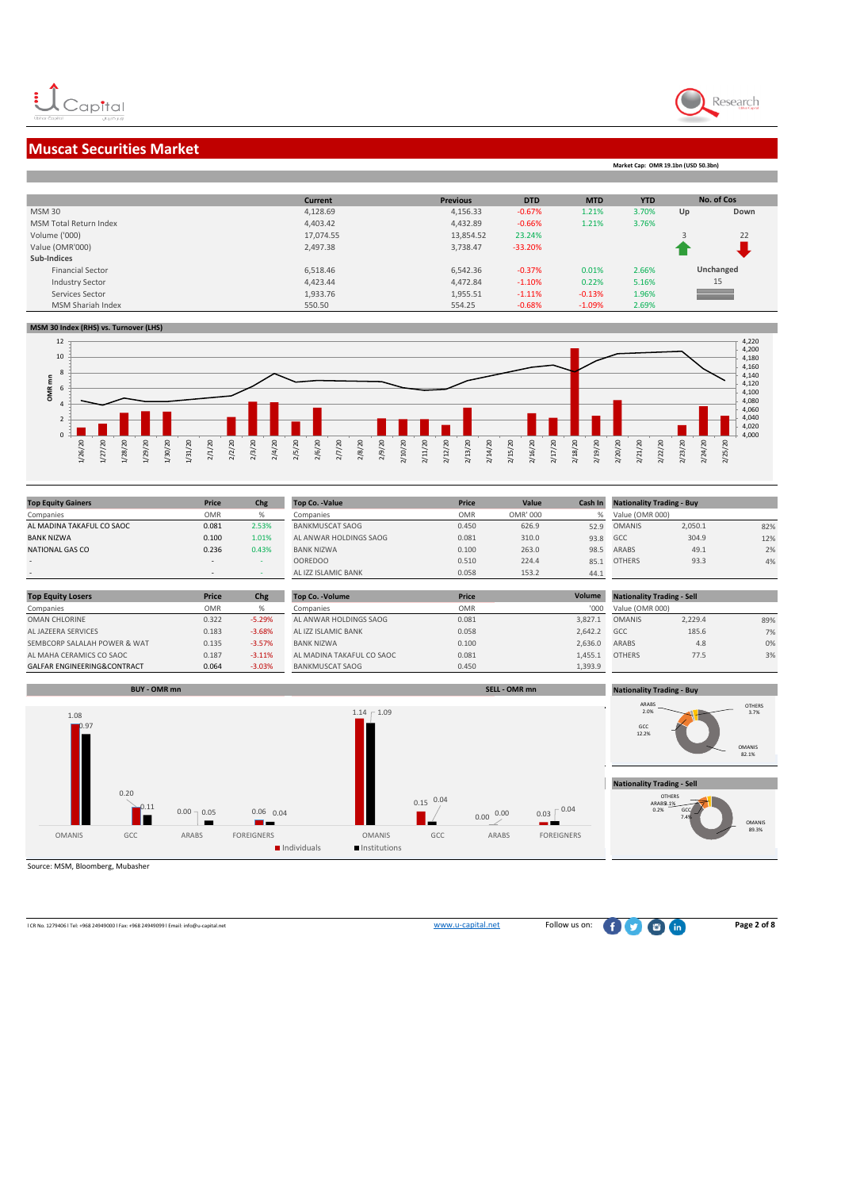# Muscat Securities Market

Market Cap: OMR 19.1bn (USD 50.3bn)

| | Current | Previous | DTD | MTD | YTD | No. of Cos | |
|---|---|---|---|---|---|---|---|
| MSM 30 | 4,128.69 | 4,156.33 | -0.67% | 1.21% | 3.70% | Up | Down |
| MSM Total Return Index | 4,403.42 | 4,432.89 | -0.66% | 1.21% | 3.76% | | |
| Volume ('000) | 17,074.55 | 13,854.52 | 23.24% | | | 3 | 22 |
| Value (OMR'000) | 2,497.38 | 3,738.47 | -33.20% | | | | |
| **Sub-Indices** | | | | | | | |
| Financial Sector | 6,518.46 | 6,542.36 | -0.37% | 0.01% | 2.66% | Unchanged | |
| Industry Sector | 4,423.44 | 4,472.84 | -1.10% | 0.22% | 5.16% | 15 | |
| Services Sector | 1,933.76 | 1,955.51 | -1.11% | -0.13% | 1.96% | | |
| MSM Shariah Index | 550.50 | 554.25 | -0.68% | -1.09% | 2.69% | | |

**MSM 30 Index (RHS) vs. Turnover (LHS)**

| Top Equity Gainers | Price | Chg |
|---|---|---|
| Companies | OMR | % |
| AL MADINA TAKAFUL CO SAOC | 0.081 | 2.53% |
| BANK NIZWA | 0.100 | 1.01% |
| NATIONAL GAS CO | 0.236 | 0.43% |
| - | - | - |
| - | - | - |

| Top Co. -Value | Price | Value | Cash In |
|---|---|---|---|
| Companies | OMR | OMR' 000 | % |
| BANKMUSCAT SAOG | 0.450 | 626.9 | 52.9 |
| AL ANWAR HOLDINGS SAOG | 0.081 | 310.0 | 93.8 |
| BANK NIZWA | 0.100 | 263.0 | 98.5 |
| OOREDOO | 0.510 | 224.4 | 85.1 |
| AL IZZ ISLAMIC BANK | 0.058 | 153.2 | 44.1 |

| Nationality Trading - Buy | | |
|---|---|---|
| Value (OMR 000) | | |
| OMANIS | 2,050.1 | 82% |
| GCC | 304.9 | 12% |
| ARABS | 49.1 | 2% |
| OTHERS | 93.3 | 4% |

| Top Equity Losers | Price | Chg |
|---|---|---|
| Companies | OMR | % |
| OMAN CHLORINE | 0.322 | -5.29% |
| AL JAZEERA SERVICES | 0.183 | -3.68% |
| SEMBCORP SALALAH POWER & WAT | 0.135 | -3.57% |
| AL MAHA CERAMICS CO SAOC | 0.187 | -3.11% |
| GALFAR ENGINEERING&CONTRACT | 0.064 | -3.03% |

| Top Co. -Volume | Price | Volume |
|---|---|---|
| Companies | OMR | '000 |
| AL ANWAR HOLDINGS SAOG | 0.081 | 3,827.1 |
| AL IZZ ISLAMIC BANK | 0.058 | 2,642.2 |
| BANK NIZWA | 0.100 | 2,636.0 |
| AL MADINA TAKAFUL CO SAOC | 0.081 | 1,455.1 |
| BANKMUSCAT SAOG | 0.450 | 1,393.9 |

| Nationality Trading - Sell | | |
|---|---|---|
| Value (OMR 000) | | |
| OMANIS | 2,229.4 | 89% |
| GCC | 185.6 | 7% |
| ARABS | 4.8 | 0% |
| OTHERS | 77.5 | 3% |

**BUY - OMR mn** / **SELL - OMR mn**

| | BUY Individuals | BUY Institutions | SELL Individuals | SELL Institutions |
|---|---|---|---|---|
| OMANIS | 1.08 | 0.97 | 1.14 | 1.09 |
| GCC | 0.20 | 0.11 | 0.15 | 0.04 |
| ARABS | 0.00 | 0.05 | 0.00 | 0.00 |
| FOREIGNERS | 0.06 | 0.04 | 0.03 | 0.04 |

**Nationality Trading - Buy**: OMANIS 82.1%, GCC 12.2%, ARABS 2.0%, OTHERS 3.7%

**Nationality Trading - Sell**: OMANIS 89.3%, GCC 7.4%, ARABS 0.2%, OTHERS 3.1%

Source: MSM, Bloomberg, Mubasher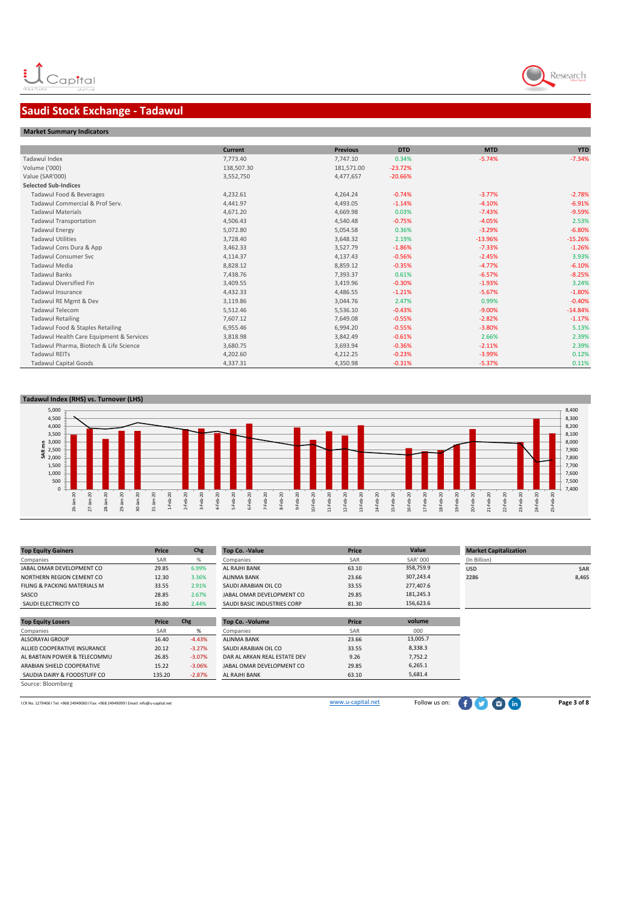# Saudi Stock Exchange - Tadawul

## Market Summary Indicators

| | Current | Previous | DTD | MTD | YTD |
|---|---|---|---|---|---|
| Tadawul Index | 7,773.40 | 7,747.10 | 0.34% | -5.74% | -7.34% |
| Volume ('000) | 138,507.30 | 181,571.00 | -23.72% | | |
| Value (SAR'000) | 3,552,750 | 4,477,657 | -20.66% | | |
| **Selected Sub-Indices** | | | | | |
| Tadawul Food & Beverages | 4,232.61 | 4,264.24 | -0.74% | -3.77% | -2.78% |
| Tadawul Commercial & Prof Serv. | 4,441.97 | 4,493.05 | -1.14% | -4.10% | -6.91% |
| Tadawul Materials | 4,671.20 | 4,669.98 | 0.03% | -7.43% | -9.59% |
| Tadawul Transportation | 4,506.43 | 4,540.48 | -0.75% | -4.05% | 2.53% |
| Tadawul Energy | 5,072.80 | 5,054.58 | 0.36% | -3.29% | -6.80% |
| Tadawul Utilities | 3,728.40 | 3,648.32 | 2.19% | -13.96% | -15.26% |
| Tadawul Cons Dura & App | 3,462.33 | 3,527.79 | -1.86% | -7.33% | -1.26% |
| Tadawul Consumer Svc | 4,114.37 | 4,137.43 | -0.56% | -2.45% | 3.93% |
| Tadawul Media | 8,828.12 | 8,859.12 | -0.35% | -4.77% | -6.10% |
| Tadawul Banks | 7,438.76 | 7,393.37 | 0.61% | -6.57% | -8.25% |
| Tadawul Diversified Fin | 3,409.55 | 3,419.96 | -0.30% | -1.93% | 3.24% |
| Tadawul Insurance | 4,432.33 | 4,486.55 | -1.21% | -5.67% | -1.80% |
| Tadawul RE Mgmt & Dev | 3,119.86 | 3,044.76 | 2.47% | 0.99% | -0.40% |
| Tadawul Telecom | 5,512.46 | 5,536.10 | -0.43% | -9.00% | -14.84% |
| Tadawul Retailing | 7,607.12 | 7,649.08 | -0.55% | -2.82% | -1.17% |
| Tadawul Food & Staples Retailing | 6,955.46 | 6,994.20 | -0.55% | -3.80% | 5.13% |
| Tadawul Health Care Equipment & Services | 3,818.98 | 3,842.49 | -0.61% | 2.66% | 2.39% |
| Tadawul Pharma, Biotech & Life Science | 3,680.75 | 3,693.94 | -0.36% | -2.11% | 2.39% |
| Tadawul REITs | 4,202.60 | 4,212.25 | -0.23% | -3.99% | 0.12% |
| Tadawul Capital Goods | 4,337.31 | 4,350.98 | -0.31% | -5.37% | 0.11% |

## Tadawul Index (RHS) vs. Turnover (LHS)

| Top Equity Gainers | Price | Chg |
|---|---|---|
| Companies | SAR | % |
| JABAL OMAR DEVELOPMENT CO | 29.85 | 6.99% |
| NORTHERN REGION CEMENT CO | 12.30 | 3.36% |
| FILING & PACKING MATERIALS M | 33.55 | 2.91% |
| SASCO | 28.85 | 2.67% |
| SAUDI ELECTRICITY CO | 16.80 | 2.44% |

| Top Co. -Value | Price | Value |
|---|---|---|
| Companies | SAR | SAR' 000 |
| AL RAJHI BANK | 63.10 | 358,759.9 |
| ALINMA BANK | 23.66 | 307,243.4 |
| SAUDI ARABIAN OIL CO | 33.55 | 277,407.6 |
| JABAL OMAR DEVELOPMENT CO | 29.85 | 181,245.3 |
| SAUDI BASIC INDUSTRIES CORP | 81.30 | 156,623.6 |

| Market Capitalization | |
|---|---|
| (In Billion) | |
| USD | SAR |
| 2286 | 8,465 |

| Top Equity Losers | Price | Chg |
|---|---|---|
| Companies | SAR | % |
| ALSORAYAI GROUP | 16.40 | -4.43% |
| ALLIED COOPERATIVE INSURANCE | 20.12 | -3.27% |
| AL BABTAIN POWER & TELECOMMU | 26.85 | -3.07% |
| ARABIAN SHIELD COOPERATIVE | 15.22 | -3.06% |
| SAUDIA DAIRY & FOODSTUFF CO | 135.20 | -2.87% |

| Top Co. -Volume | Price | volume |
|---|---|---|
| Companies | SAR | 000 |
| ALINMA BANK | 23.66 | 13,005.7 |
| SAUDI ARABIAN OIL CO | 33.55 | 8,338.3 |
| DAR AL ARKAN REAL ESTATE DEV | 9.26 | 7,752.2 |
| JABAL OMAR DEVELOPMENT CO | 29.85 | 6,265.1 |
| AL RAJHI BANK | 63.10 | 5,681.4 |

Source: Bloomberg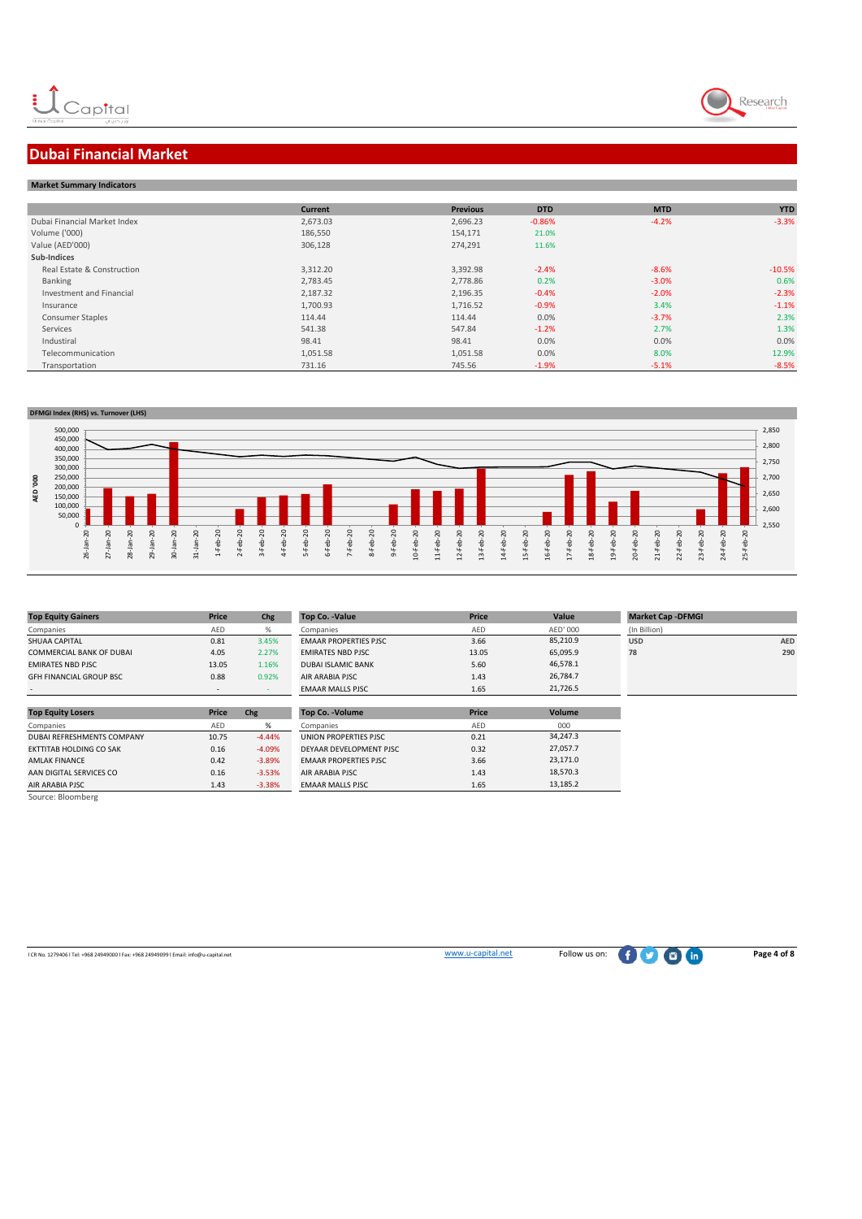# Dubai Financial Market

## Market Summary Indicators

| | Current | Previous | DTD | MTD | YTD |
|---|---|---|---|---|---|
| Dubai Financial Market Index | 2,673.03 | 2,696.23 | -0.86% | -4.2% | -3.3% |
| Volume ('000) | 186,550 | 154,171 | 21.0% | | |
| Value (AED'000) | 306,128 | 274,291 | 11.6% | | |
| **Sub-Indices** | | | | | |
| Real Estate & Construction | 3,312.20 | 3,392.98 | -2.4% | -8.6% | -10.5% |
| Banking | 2,783.45 | 2,778.86 | 0.2% | -3.0% | 0.6% |
| Investment and Financial | 2,187.32 | 2,196.35 | -0.4% | -2.0% | -2.3% |
| Insurance | 1,700.93 | 1,716.52 | -0.9% | 3.4% | -1.1% |
| Consumer Staples | 114.44 | 114.44 | 0.0% | -3.7% | 2.3% |
| Services | 541.38 | 547.84 | -1.2% | 2.7% | 1.3% |
| Industrial | 98.41 | 98.41 | 0.0% | 0.0% | 0.0% |
| Telecommunication | 1,051.58 | 1,051.58 | 0.0% | 8.0% | 12.9% |
| Transportation | 731.16 | 745.56 | -1.9% | -5.1% | -8.5% |

**DFMGI Index (RHS) vs. Turnover (LHS)**

| Top Equity Gainers | Price | Chg |
|---|---|---|
| Companies | AED | % |
| SHUAA CAPITAL | 0.81 | 3.45% |
| COMMERCIAL BANK OF DUBAI | 4.05 | 2.27% |
| EMIRATES NBD PJSC | 13.05 | 1.16% |
| GFH FINANCIAL GROUP BSC | 0.88 | 0.92% |
| - | - | - |

| Top Co. -Value | Price | Value |
|---|---|---|
| Companies | AED | AED' 000 |
| EMAAR PROPERTIES PJSC | 3.66 | 85,210.9 |
| EMIRATES NBD PJSC | 13.05 | 65,095.9 |
| DUBAI ISLAMIC BANK | 5.60 | 46,578.1 |
| AIR ARABIA PJSC | 1.43 | 26,784.7 |
| EMAAR MALLS PJSC | 1.65 | 21,726.5 |

| Market Cap -DFMGI | |
|---|---|
| (In Billion) | |
| USD | AED |
| 78 | 290 |

| Top Equity Losers | Price | Chg |
|---|---|---|
| Companies | AED | % |
| DUBAI REFRESHMENTS COMPANY | 10.75 | -4.44% |
| EKTTITAB HOLDING CO SAK | 0.16 | -4.09% |
| AMLAK FINANCE | 0.42 | -3.89% |
| AAN DIGITAL SERVICES CO | 0.16 | -3.53% |
| AIR ARABIA PJSC | 1.43 | -3.38% |

| Top Co. -Volume | Price | Volume |
|---|---|---|
| Companies | AED | 000 |
| UNION PROPERTIES PJSC | 0.21 | 34,247.3 |
| DEYAAR DEVELOPMENT PJSC | 0.32 | 27,057.7 |
| EMAAR PROPERTIES PJSC | 3.66 | 23,171.0 |
| AIR ARABIA PJSC | 1.43 | 18,570.3 |
| EMAAR MALLS PJSC | 1.65 | 13,185.2 |

Source: Bloomberg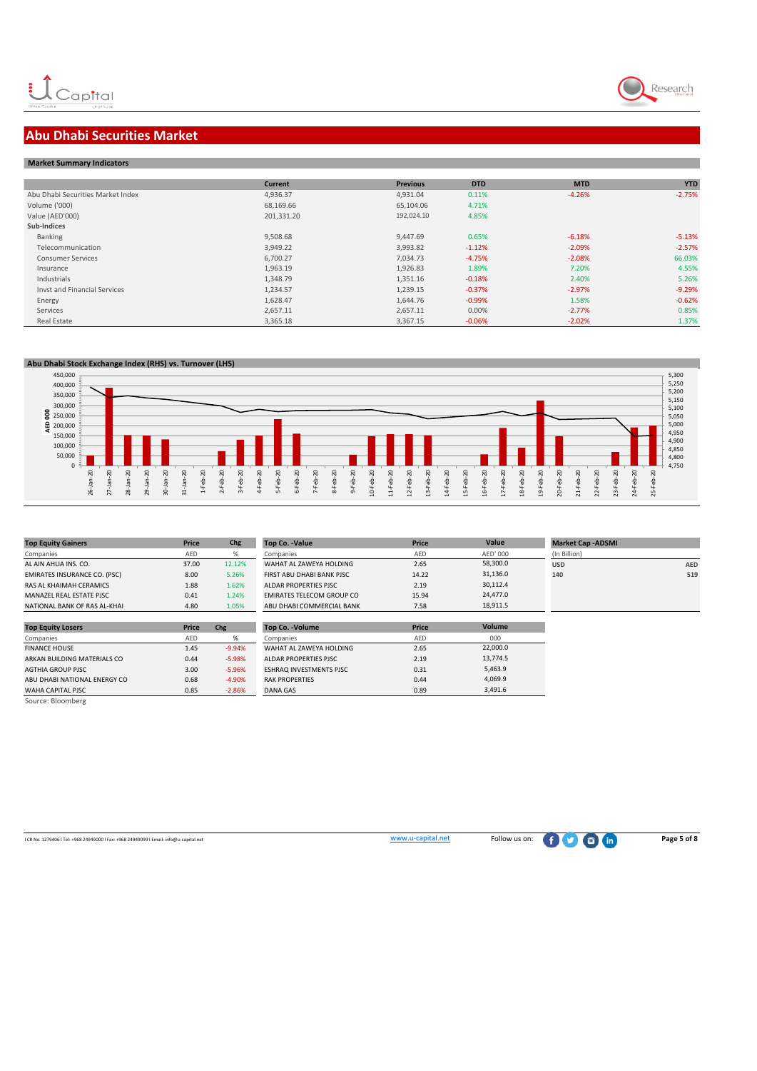# Abu Dhabi Securities Market

## Market Summary Indicators

| | Current | Previous | DTD | MTD | YTD |
|---|---|---|---|---|---|
| Abu Dhabi Securities Market Index | 4,936.37 | 4,931.04 | 0.11% | -4.26% | -2.75% |
| Volume ('000) | 68,169.66 | 65,104.06 | 4.71% | | |
| Value (AED'000) | 201,331.20 | 192,024.10 | 4.85% | | |
| **Sub-Indices** | | | | | |
| Banking | 9,508.68 | 9,447.69 | 0.65% | -6.18% | -5.13% |
| Telecommunication | 3,949.22 | 3,993.82 | -1.12% | -2.09% | -2.57% |
| Consumer Services | 6,700.27 | 7,034.73 | -4.75% | -2.08% | 66.03% |
| Insurance | 1,963.19 | 1,926.83 | 1.89% | 7.20% | 4.55% |
| Industrials | 1,348.79 | 1,351.16 | -0.18% | 2.40% | 5.26% |
| Invst and Financial Services | 1,234.57 | 1,239.15 | -0.37% | -2.97% | -9.29% |
| Energy | 1,628.47 | 1,644.76 | -0.99% | 1.58% | -0.62% |
| Services | 2,657.11 | 2,657.11 | 0.00% | -2.77% | 0.85% |
| Real Estate | 3,365.18 | 3,367.15 | -0.06% | -2.02% | 1.37% |

## Abu Dhabi Stock Exchange Index (RHS) vs. Turnover (LHS)

| Top Equity Gainers | Price | Chg |
|---|---|---|
| Companies | AED | % |
| AL AIN AHLIA INS. CO. | 37.00 | 12.12% |
| EMIRATES INSURANCE CO. (PSC) | 8.00 | 5.26% |
| RAS AL KHAIMAH CERAMICS | 1.88 | 1.62% |
| MANAZEL REAL ESTATE PJSC | 0.41 | 1.24% |
| NATIONAL BANK OF RAS AL-KHAI | 4.80 | 1.05% |

| Top Co. -Value | Price | Value |
|---|---|---|
| Companies | AED | AED' 000 |
| WAHAT AL ZAWEYA HOLDING | 2.65 | 58,300.0 |
| FIRST ABU DHABI BANK PJSC | 14.22 | 31,136.0 |
| ALDAR PROPERTIES PJSC | 2.19 | 30,112.4 |
| EMIRATES TELECOM GROUP CO | 15.94 | 24,477.0 |
| ABU DHABI COMMERCIAL BANK | 7.58 | 18,911.5 |

| Market Cap -ADSMI | |
|---|---|
| (In Billion) | |
| USD | AED |
| 140 | 519 |

| Top Equity Losers | Price | Chg |
|---|---|---|
| Companies | AED | % |
| FINANCE HOUSE | 1.45 | -9.94% |
| ARKAN BUILDING MATERIALS CO | 0.44 | -5.98% |
| AGTHIA GROUP PJSC | 3.00 | -5.96% |
| ABU DHABI NATIONAL ENERGY CO | 0.68 | -4.90% |
| WAHA CAPITAL PJSC | 0.85 | -2.86% |

| Top Co. -Volume | Price | Volume |
|---|---|---|
| Companies | AED | 000 |
| WAHAT AL ZAWEYA HOLDING | 2.65 | 22,000.0 |
| ALDAR PROPERTIES PJSC | 2.19 | 13,774.5 |
| ESHRAQ INVESTMENTS PJSC | 0.31 | 5,463.9 |
| RAK PROPERTIES | 0.44 | 4,069.9 |
| DANA GAS | 0.89 | 3,491.6 |

Source: Bloomberg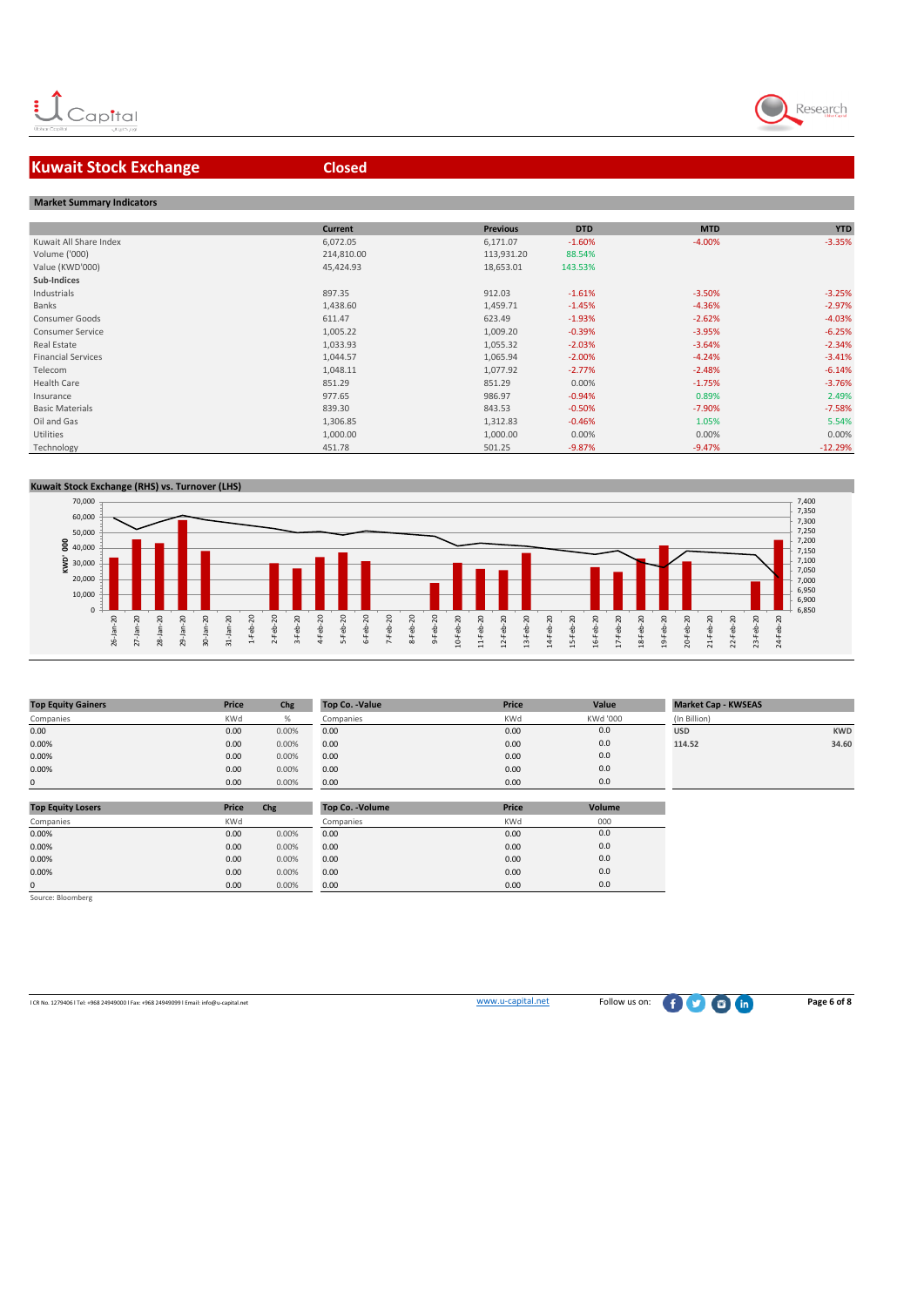## Kuwait Stock Exchange — Closed

### Market Summary Indicators

| | Current | Previous | DTD | MTD | YTD |
|---|---|---|---|---|---|
| Kuwait All Share Index | 6,072.05 | 6,171.07 | -1.60% | -4.00% | -3.35% |
| Volume ('000) | 214,810.00 | 113,931.20 | 88.54% | | |
| Value (KWD'000) | 45,424.93 | 18,653.01 | 143.53% | | |
| **Sub-Indices** | | | | | |
| Industrials | 897.35 | 912.03 | -1.61% | -3.50% | -3.25% |
| Banks | 1,438.60 | 1,459.71 | -1.45% | -4.36% | -2.97% |
| Consumer Goods | 611.47 | 623.49 | -1.93% | -2.62% | -4.03% |
| Consumer Service | 1,005.22 | 1,009.20 | -0.39% | -3.95% | -6.25% |
| Real Estate | 1,033.93 | 1,055.32 | -2.03% | -3.64% | -2.34% |
| Financial Services | 1,044.57 | 1,065.94 | -2.00% | -4.24% | -3.41% |
| Telecom | 1,048.11 | 1,077.92 | -2.77% | -2.48% | -6.14% |
| Health Care | 851.29 | 851.29 | 0.00% | -1.75% | -3.76% |
| Insurance | 977.65 | 986.97 | -0.94% | 0.89% | 2.49% |
| Basic Materials | 839.30 | 843.53 | -0.50% | -7.90% | -7.58% |
| Oil and Gas | 1,306.85 | 1,312.83 | -0.46% | 1.05% | 5.54% |
| Utilities | 1,000.00 | 1,000.00 | 0.00% | 0.00% | 0.00% |
| Technology | 451.78 | 501.25 | -9.87% | -9.47% | -12.29% |

### Kuwait Stock Exchange (RHS) vs. Turnover (LHS)

| Top Equity Gainers | Price | Chg |
|---|---|---|
| Companies | KWd | % |
| 0.00 | 0.00 | 0.00% |
| 0.00% | 0.00 | 0.00% |
| 0.00% | 0.00 | 0.00% |
| 0.00% | 0.00 | 0.00% |
| 0 | 0.00 | 0.00% |

| Top Co. -Value | Price | Value |
|---|---|---|
| Companies | KWd | KWd '000 |
| 0.00 | 0.00 | 0.0 |
| 0.00 | 0.00 | 0.0 |
| 0.00 | 0.00 | 0.0 |
| 0.00 | 0.00 | 0.0 |
| 0.00 | 0.00 | 0.0 |

| Market Cap - KWSEAS | |
|---|---|
| (In Billion) | |
| USD | KWD |
| 114.52 | 34.60 |

| Top Equity Losers | Price | Chg |
|---|---|---|
| Companies | KWd | |
| 0.00% | 0.00 | 0.00% |
| 0.00% | 0.00 | 0.00% |
| 0.00% | 0.00 | 0.00% |
| 0.00% | 0.00 | 0.00% |
| 0 | 0.00 | 0.00% |

| Top Co. -Volume | Price | Volume |
|---|---|---|
| Companies | KWd | 000 |
| 0.00 | 0.00 | 0.0 |
| 0.00 | 0.00 | 0.0 |
| 0.00 | 0.00 | 0.0 |
| 0.00 | 0.00 | 0.0 |
| 0.00 | 0.00 | 0.0 |

Source: Bloomberg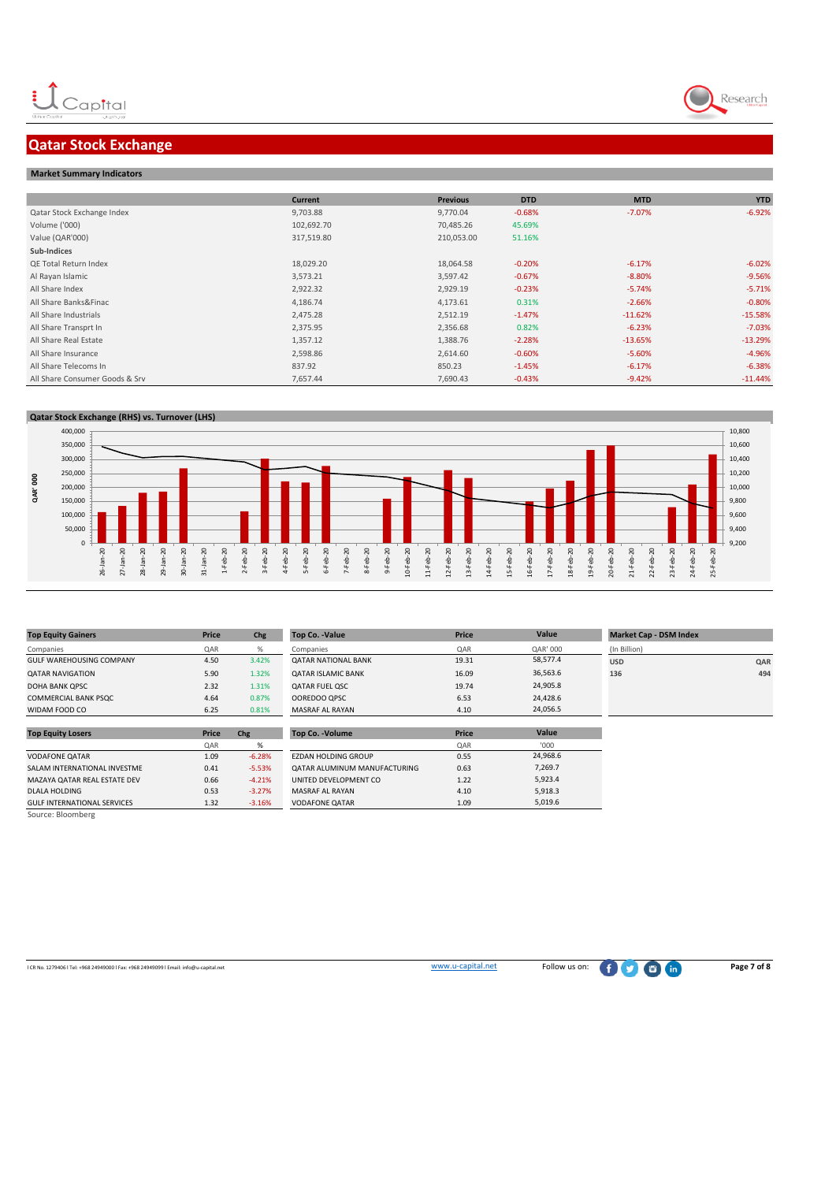# Qatar Stock Exchange

## Market Summary Indicators

| | Current | Previous | DTD | MTD | YTD |
|---|---|---|---|---|---|
| Qatar Stock Exchange Index | 9,703.88 | 9,770.04 | -0.68% | -7.07% | -6.92% |
| Volume ('000) | 102,692.70 | 70,485.26 | 45.69% | | |
| Value (QAR'000) | 317,519.80 | 210,053.00 | 51.16% | | |
| **Sub-Indices** | | | | | |
| QE Total Return Index | 18,029.20 | 18,064.58 | -0.20% | -6.17% | -6.02% |
| Al Rayan Islamic | 3,573.21 | 3,597.42 | -0.67% | -8.80% | -9.56% |
| All Share Index | 2,922.32 | 2,929.19 | -0.23% | -5.74% | -5.71% |
| All Share Banks&Finac | 4,186.74 | 4,173.61 | 0.31% | -2.66% | -0.80% |
| All Share Industrials | 2,475.28 | 2,512.19 | -1.47% | -11.62% | -15.58% |
| All Share Transprt In | 2,375.95 | 2,356.68 | 0.82% | -6.23% | -7.03% |
| All Share Real Estate | 1,357.12 | 1,388.76 | -2.28% | -13.65% | -13.29% |
| All Share Insurance | 2,598.86 | 2,614.60 | -0.60% | -5.60% | -4.96% |
| All Share Telecoms In | 837.92 | 850.23 | -1.45% | -6.17% | -6.38% |
| All Share Consumer Goods & Srv | 7,657.44 | 7,690.43 | -0.43% | -9.42% | -11.44% |

## Qatar Stock Exchange (RHS) vs. Turnover (LHS)

| Top Equity Gainers | Price | Chg |
|---|---|---|
| Companies | QAR | % |
| GULF WAREHOUSING COMPANY | 4.50 | 3.42% |
| QATAR NAVIGATION | 5.90 | 1.32% |
| DOHA BANK QPSC | 2.32 | 1.31% |
| COMMERCIAL BANK PSQC | 4.64 | 0.87% |
| WIDAM FOOD CO | 6.25 | 0.81% |

| Top Co. -Value | Price | Value |
|---|---|---|
| Companies | QAR | QAR' 000 |
| QATAR NATIONAL BANK | 19.31 | 58,577.4 |
| QATAR ISLAMIC BANK | 16.09 | 36,563.6 |
| QATAR FUEL QSC | 19.74 | 24,905.8 |
| OOREDOO QPSC | 6.53 | 24,428.6 |
| MASRAF AL RAYAN | 4.10 | 24,056.5 |

| Market Cap - DSM Index | |
|---|---|
| (In Billion) | |
| USD | QAR |
| 136 | 494 |

| Top Equity Losers | Price | Chg |
|---|---|---|
| | QAR | % |
| VODAFONE QATAR | 1.09 | -6.28% |
| SALAM INTERNATIONAL INVESTME | 0.41 | -5.53% |
| MAZAYA QATAR REAL ESTATE DEV | 0.66 | -4.21% |
| DLALA HOLDING | 0.53 | -3.27% |
| GULF INTERNATIONAL SERVICES | 1.32 | -3.16% |

| Top Co. -Volume | Price | Value |
|---|---|---|
| | QAR | '000 |
| EZDAN HOLDING GROUP | 0.55 | 24,968.6 |
| QATAR ALUMINUM MANUFACTURING | 0.63 | 7,269.7 |
| UNITED DEVELOPMENT CO | 1.22 | 5,923.4 |
| MASRAF AL RAYAN | 4.10 | 5,918.3 |
| VODAFONE QATAR | 1.09 | 5,019.6 |

Source: Bloomberg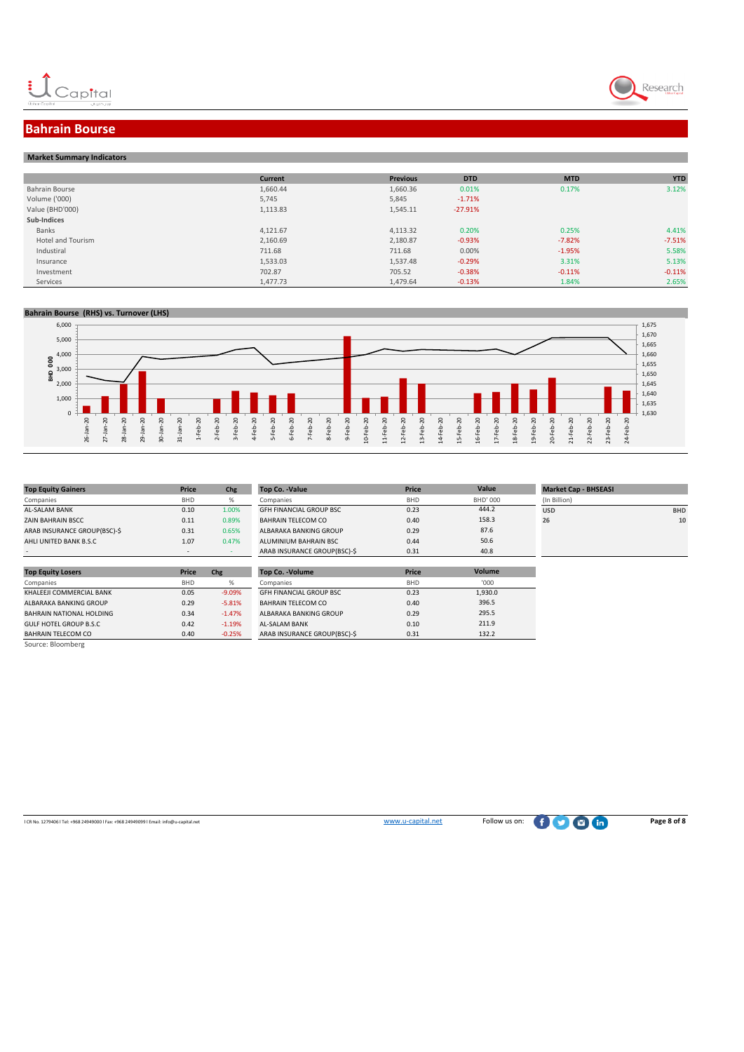# Bahrain Bourse

## Market Summary Indicators

| | Current | Previous | DTD | MTD | YTD |
|---|---|---|---|---|---|
| Bahrain Bourse | 1,660.44 | 1,660.36 | 0.01% | 0.17% | 3.12% |
| Volume ('000) | 5,745 | 5,845 | -1.71% | | |
| Value (BHD'000) | 1,113.83 | 1,545.11 | -27.91% | | |
| **Sub-Indices** | | | | | |
| Banks | 4,121.67 | 4,113.32 | 0.20% | 0.25% | 4.41% |
| Hotel and Tourism | 2,160.69 | 2,180.87 | -0.93% | -7.82% | -7.51% |
| Industrial | 711.68 | 711.68 | 0.00% | -1.95% | 5.58% |
| Insurance | 1,533.03 | 1,537.48 | -0.29% | 3.31% | 5.13% |
| Investment | 702.87 | 705.52 | -0.38% | -0.11% | -0.11% |
| Services | 1,477.73 | 1,479.64 | -0.13% | 1.84% | 2.65% |

## Bahrain Bourse (RHS) vs. Turnover (LHS)

| Top Equity Gainers | Price | Chg |
|---|---|---|
| Companies | BHD | % |
| AL-SALAM BANK | 0.10 | 1.00% |
| ZAIN BAHRAIN BSCC | 0.11 | 0.89% |
| ARAB INSURANCE GROUP(BSC)-$ | 0.31 | 0.65% |
| AHLI UNITED BANK B.S.C | 1.07 | 0.47% |
| - | - | - |

| Top Co. -Value | Price | Value |
|---|---|---|
| Companies | BHD | BHD' 000 |
| GFH FINANCIAL GROUP BSC | 0.23 | 444.2 |
| BAHRAIN TELECOM CO | 0.40 | 158.3 |
| ALBARAKA BANKING GROUP | 0.29 | 87.6 |
| ALUMINIUM BAHRAIN BSC | 0.44 | 50.6 |
| ARAB INSURANCE GROUP(BSC)-$ | 0.31 | 40.8 |

| Market Cap - BHSEASI | |
|---|---|
| (In Billion) | |
| USD | BHD |
| 26 | 10 |

| Top Equity Losers | Price | Chg |
|---|---|---|
| Companies | BHD | % |
| KHALEEJI COMMERCIAL BANK | 0.05 | -9.09% |
| ALBARAKA BANKING GROUP | 0.29 | -5.81% |
| BAHRAIN NATIONAL HOLDING | 0.34 | -1.47% |
| GULF HOTEL GROUP B.S.C | 0.42 | -1.19% |
| BAHRAIN TELECOM CO | 0.40 | -0.25% |

| Top Co. -Volume | Price | Volume |
|---|---|---|
| Companies | BHD | '000 |
| GFH FINANCIAL GROUP BSC | 0.23 | 1,930.0 |
| BAHRAIN TELECOM CO | 0.40 | 396.5 |
| ALBARAKA BANKING GROUP | 0.29 | 295.5 |
| AL-SALAM BANK | 0.10 | 211.9 |
| ARAB INSURANCE GROUP(BSC)-$ | 0.31 | 132.2 |

Source: Bloomberg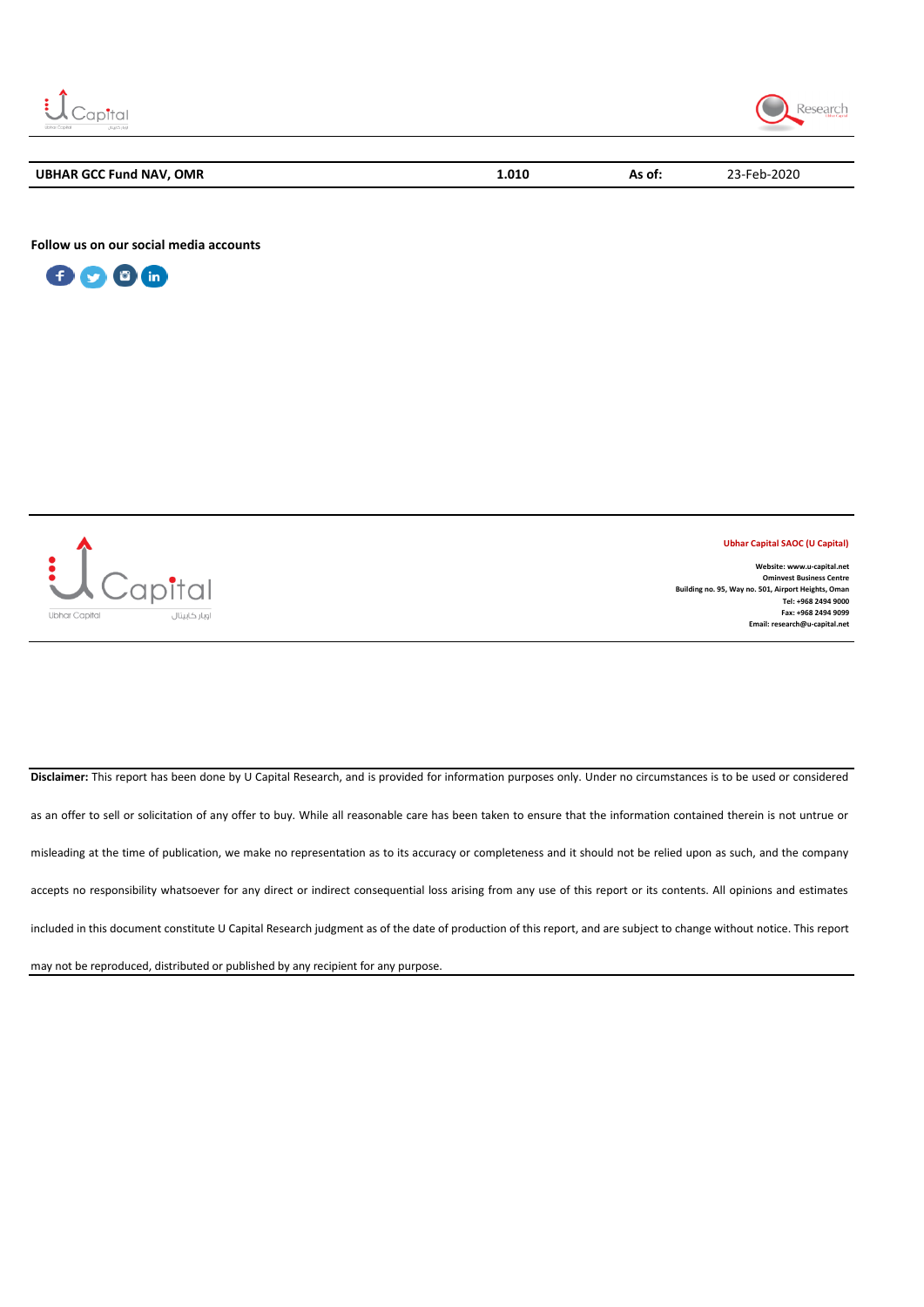| UBHAR GCC Fund NAV, OMR | 1.010 | As of: | 23-Feb-2020 |
|---|---|---|---|

**Follow us on our social media accounts**

**Ubhar Capital SAOC (U Capital)**

**Website: www.u-capital.net**
**Ominvest Business Centre**
**Building no. 95, Way no. 501, Airport Heights, Oman**
**Tel: +968 2494 9000**
**Fax: +968 2494 9099**
**Email: research@u-capital.net**

**Disclaimer:** This report has been done by U Capital Research, and is provided for information purposes only. Under no circumstances is to be used or considered as an offer to sell or solicitation of any offer to buy. While all reasonable care has been taken to ensure that the information contained therein is not untrue or misleading at the time of publication, we make no representation as to its accuracy or completeness and it should not be relied upon as such, and the company accepts no responsibility whatsoever for any direct or indirect consequential loss arising from any use of this report or its contents. All opinions and estimates included in this document constitute U Capital Research judgment as of the date of production of this report, and are subject to change without notice. This report may not be reproduced, distributed or published by any recipient for any purpose.